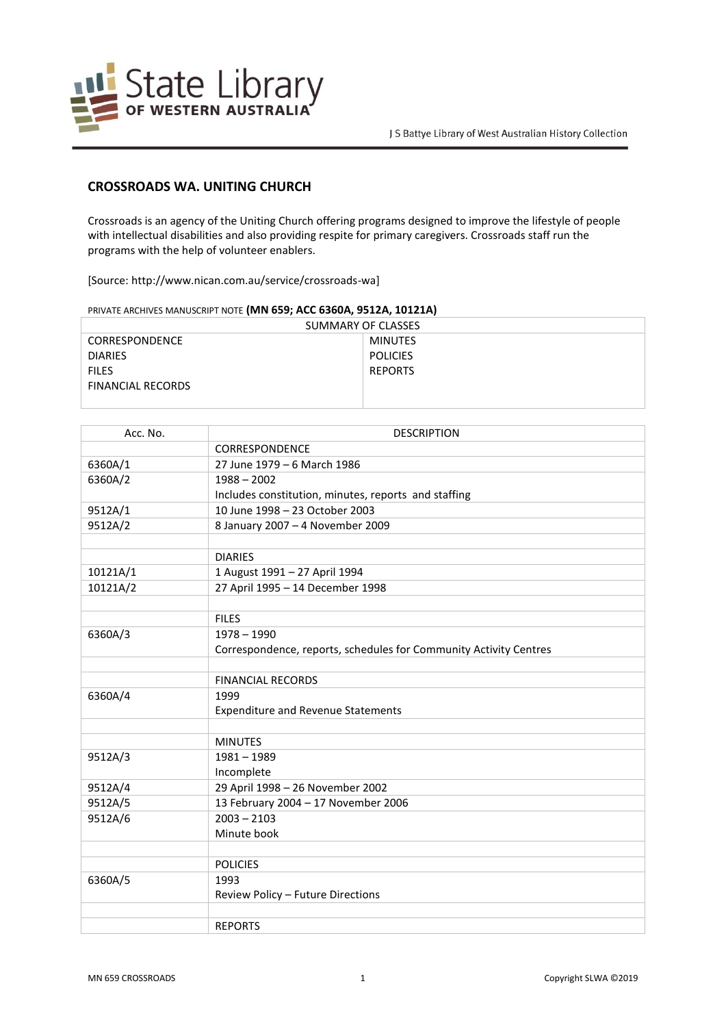State Library OF WESTERN AUSTRALIA

J S Battye Library of West Australian History Collection

## CROSSROADS WA. UNITING CHURCH

Crossroads is an agency of the Uniting Church offering programs designed to improve the lifestyle of people with intellectual disabilities and also providing respite for primary caregivers. Crossroads staff run the programs with the help of volunteer enablers.

[Source: http://www.nican.com.au/service/crossroads-wa]

PRIVATE ARCHIVES MANUSCRIPT NOTE **(MN 659; ACC 6360A, 9512A, 10121A)**

| SUMMARY OF CLASSES | |
|---|---|
| CORRESPONDENCE | MINUTES |
| DIARIES | POLICIES |
| FILES | REPORTS |
| FINANCIAL RECORDS | |

| Acc. No. | DESCRIPTION |
|---|---|
| | CORRESPONDENCE |
| 6360A/1 | 27 June 1979 – 6 March 1986 |
| 6360A/2 | 1988 – 2002<br>Includes constitution, minutes, reports and staffing |
| 9512A/1 | 10 June 1998 – 23 October 2003 |
| 9512A/2 | 8 January 2007 – 4 November 2009 |
| | |
| | DIARIES |
| 10121A/1 | 1 August 1991 – 27 April 1994 |
| 10121A/2 | 27 April 1995 – 14 December 1998 |
| | |
| | FILES |
| 6360A/3 | 1978 – 1990<br>Correspondence, reports, schedules for Community Activity Centres |
| | |
| | FINANCIAL RECORDS |
| 6360A/4 | 1999<br>Expenditure and Revenue Statements |
| | |
| | MINUTES |
| 9512A/3 | 1981 – 1989<br>Incomplete |
| 9512A/4 | 29 April 1998 – 26 November 2002 |
| 9512A/5 | 13 February 2004 – 17 November 2006 |
| 9512A/6 | 2003 – 2103<br>Minute book |
| | |
| | POLICIES |
| 6360A/5 | 1993<br>Review Policy – Future Directions |
| | |
| | REPORTS |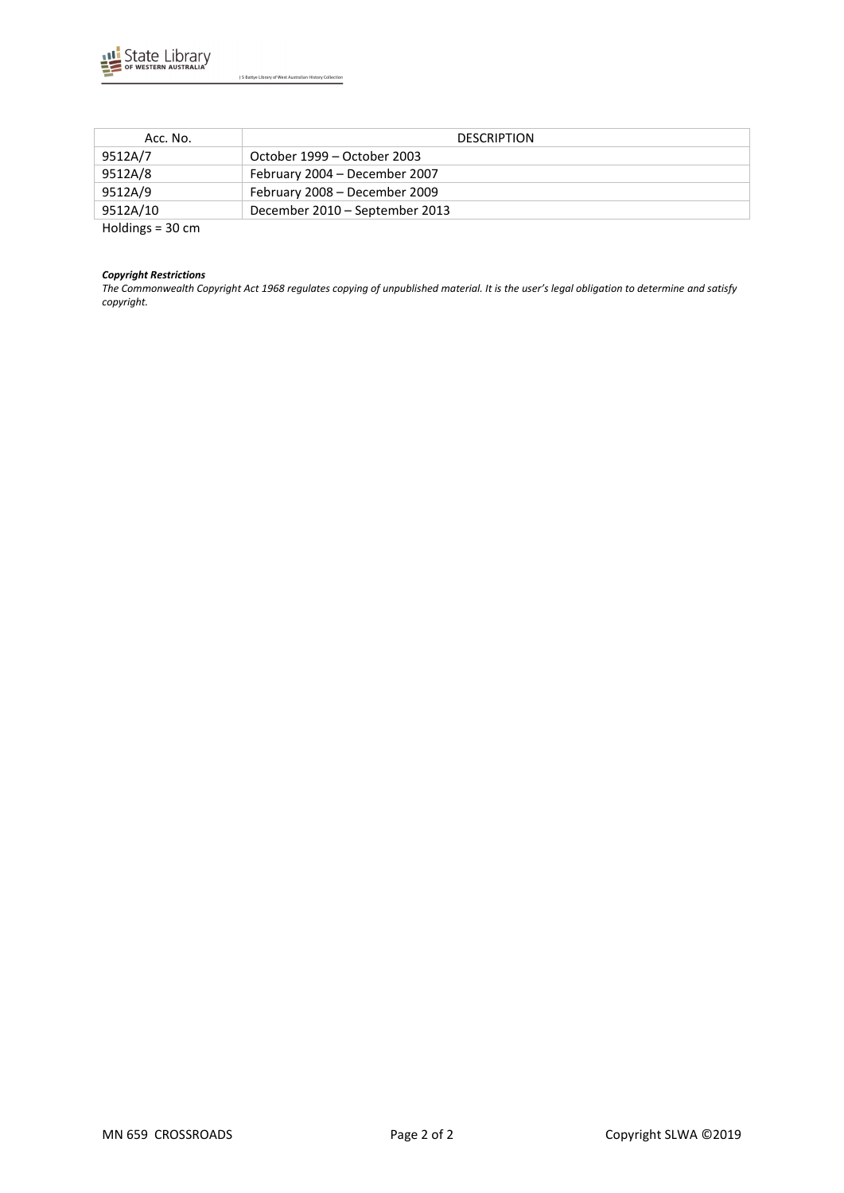| Acc. No. | DESCRIPTION |
| --- | --- |
| 9512A/7 | October 1999 – October 2003 |
| 9512A/8 | February 2004 – December 2007 |
| 9512A/9 | February 2008 – December 2009 |
| 9512A/10 | December 2010 – September 2013 |

Holdings = 30 cm

***Copyright Restrictions***

*The Commonwealth Copyright Act 1968 regulates copying of unpublished material. It is the user's legal obligation to determine and satisfy copyright.*